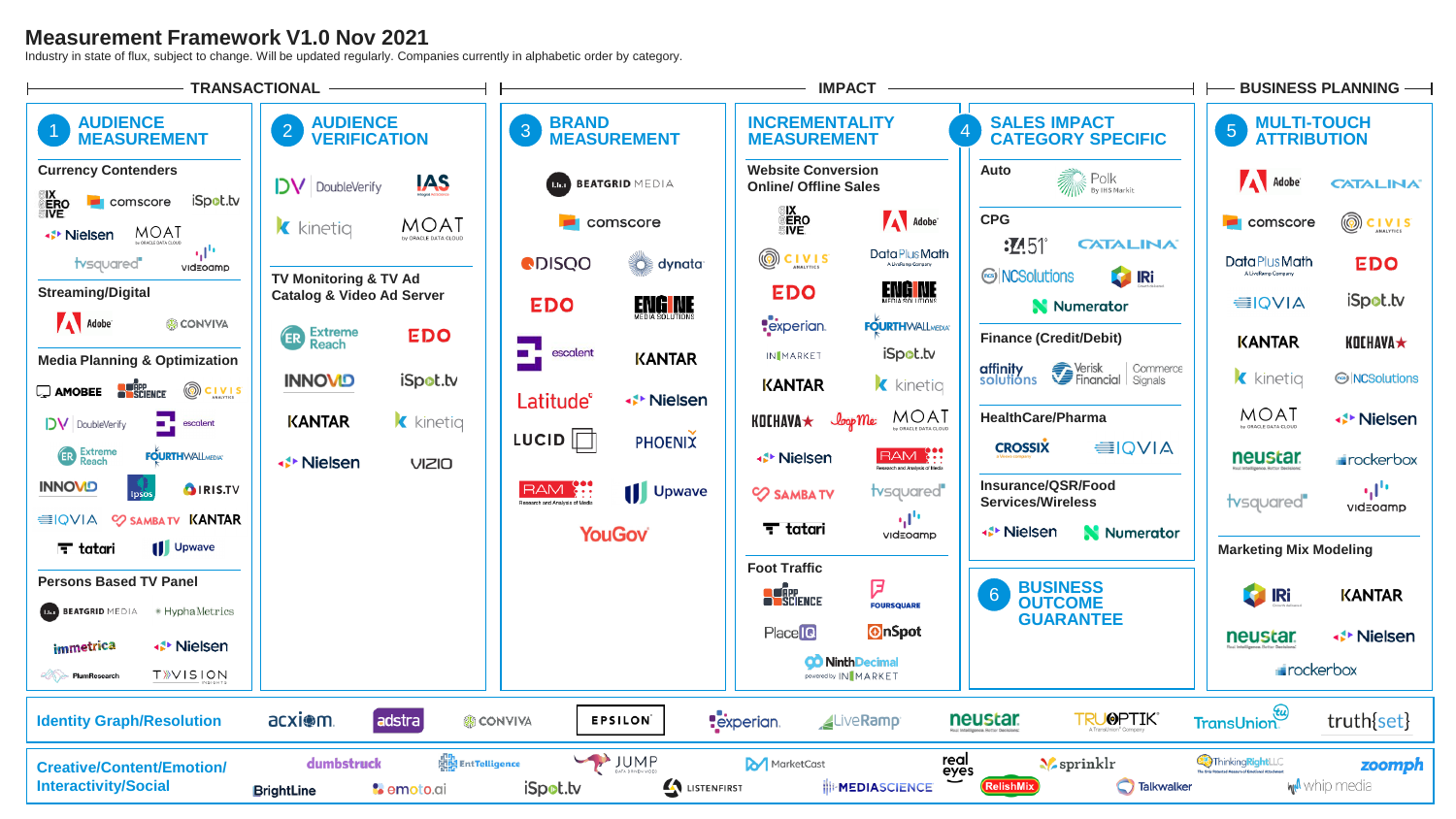# Measurement Framework V1.0 Nov 2021

Industry in state of flux, subject to change. Will be updated regularly. Companies currently in alphabetic order by category.

## TRANSACTIONAL

### 1 AUDIENCE MEASUREMENT

**Currency Contenders**

- SIX ZERO FIVE
- comscore
- iSpot.tv
- Nielsen
- MOAT by ORACLE DATA CLOUD
- tvsquared
- videoamp

**Streaming/Digital**

- Adobe
- CONVIVA

**Media Planning & Optimization**

- AMOBEE
- APP SCIENCE
- CIVIS ANALYTICS
- DoubleVerify
- escalent
- Extreme Reach
- FOURTHWALL MEDIA
- INNOVID
- Ipsos
- IRIS.TV
- IQVIA
- SAMBA TV
- KANTAR
- tatari
- Upwave

**Persons Based TV Panel**

- BEATGRID MEDIA
- HyphaMetrics
- immetrica
- Nielsen
- PlumResearch
- TVISION INSIGHTS

### 2 AUDIENCE VERIFICATION

- DoubleVerify
- IAS Integral Ad Science
- kinetiq
- MOAT by ORACLE DATA CLOUD

**TV Monitoring & TV Ad Catalog & Video Ad Server**

- Extreme Reach
- EDO
- INNOVID
- iSpot.tv
- KANTAR
- kinetiq
- Nielsen
- VIZIO

## IMPACT

### 3 BRAND MEASUREMENT

- BEATGRID MEDIA
- comscore
- DISQO
- dynata
- EDO
- ENGINE MEDIA SOLUTIONS
- escalent
- KANTAR
- Latitude
- Nielsen
- LUCID
- PHOENIX
- RAM Research and Analysis of Media
- Upwave
- YouGov

### INCREMENTALITY MEASUREMENT

**Website Conversion Online/ Offline Sales**

- SIX ZERO FIVE
- Adobe
- CIVIS ANALYTICS
- Data Plus Math A LiveRamp Company
- EDO
- ENGINE MEDIA SOLUTIONS
- experian.
- FOURTHWALL MEDIA
- INMARKET
- iSpot.tv
- KANTAR
- kinetiq
- KOCHAVA
- LoopMe
- MOAT by ORACLE DATA CLOUD
- Nielsen
- RAM Research and Analysis of Media
- SAMBA TV
- tvsquared
- tatari
- videoamp

**Foot Traffic**

- APP SCIENCE
- FOURSQUARE
- PlaceIQ
- OnSpot
- NinthDecimal powered by INMARKET

### 4 SALES IMPACT CATEGORY SPECIFIC

**Auto**

- Polk By IHS Markit

**CPG**

- 84.51°
- CATALINA
- NCSolutions
- IRi
- Numerator

**Finance (Credit/Debit)**

- affinity solutions
- Verisk Financial
- Commerce Signals

**HealthCare/Pharma**

- CROSSIX
- IQVIA

**Insurance/QSR/Food Services/Wireless**

- Nielsen
- Numerator

### 6 BUSINESS OUTCOME GUARANTEE

## BUSINESS PLANNING

### 5 MULTI-TOUCH ATTRIBUTION

- Adobe
- CATALINA
- comscore
- CIVIS ANALYTICS
- Data Plus Math A LiveRamp Company
- EDO
- IQVIA
- iSpot.tv
- KANTAR
- KOCHAVA
- kinetiq
- NCSolutions
- MOAT by ORACLE DATA CLOUD
- Nielsen
- neustar
- rockerbox
- tvsquared
- videoamp

**Marketing Mix Modeling**

- IRi
- KANTAR
- neustar
- Nielsen
- rockerbox

---

**Identity Graph/Resolution**

- acxiom
- adstra
- CONVIVA
- EPSILON
- experian.
- LiveRamp
- neustar
- TRUOPTIK A TransUnion Company
- TransUnion
- truth{set}

**Creative/Content/Emotion/ Interactivity/Social**

- dumbstruck
- BrightLine
- EntTelligence
- emoto.ai
- JUMP DATA DRIVEN VIDEO
- iSpot.tv
- MarketCast
- LISTENFIRST
- real eyes
- MEDIASCIENCE
- sprinklr
- RelishMix
- ThinkingRight LLC
- Talkwalker
- zoomph
- whip media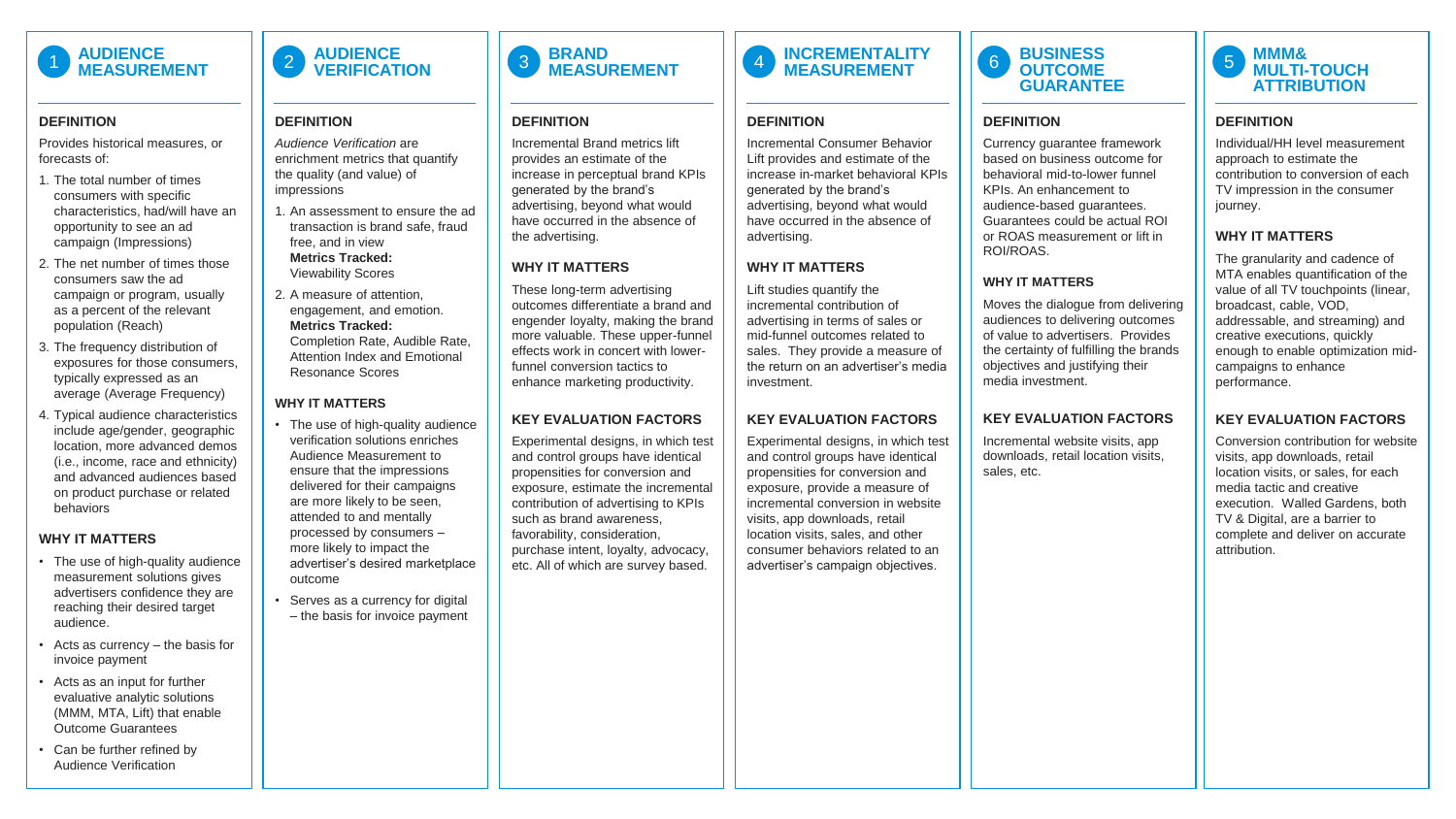## 1 AUDIENCE MEASUREMENT

**DEFINITION**

Provides historical measures, or forecasts of:

1. The total number of times consumers with specific characteristics, had/will have an opportunity to see an ad campaign (Impressions)
2. The net number of times those consumers saw the ad campaign or program, usually as a percent of the relevant population (Reach)
3. The frequency distribution of exposures for those consumers, typically expressed as an average (Average Frequency)
4. Typical audience characteristics include age/gender, geographic location, more advanced demos (i.e., income, race and ethnicity) and advanced audiences based on product purchase or related behaviors

**WHY IT MATTERS**

- The use of high-quality audience measurement solutions gives advertisers confidence they are reaching their desired target audience.
- Acts as currency – the basis for invoice payment
- Acts as an input for further evaluative analytic solutions (MMM, MTA, Lift) that enable Outcome Guarantees
- Can be further refined by Audience Verification

## 2 AUDIENCE VERIFICATION

**DEFINITION**

*Audience Verification* are enrichment metrics that quantify the quality (and value) of impressions

1. An assessment to ensure the ad transaction is brand safe, fraud free, and in view
   **Metrics Tracked:**
   Viewability Scores
2. A measure of attention, engagement, and emotion.
   **Metrics Tracked:**
   Completion Rate, Audible Rate, Attention Index and Emotional Resonance Scores

**WHY IT MATTERS**

- The use of high-quality audience verification solutions enriches Audience Measurement to ensure that the impressions delivered for their campaigns are more likely to be seen, attended to and mentally processed by consumers – more likely to impact the advertiser's desired marketplace outcome
- Serves as a currency for digital – the basis for invoice payment

## 3 BRAND MEASUREMENT

**DEFINITION**

Incremental Brand metrics lift provides an estimate of the increase in perceptual brand KPIs generated by the brand's advertising, beyond what would have occurred in the absence of the advertising.

**WHY IT MATTERS**

These long-term advertising outcomes differentiate a brand and engender loyalty, making the brand more valuable. These upper-funnel effects work in concert with lower-funnel conversion tactics to enhance marketing productivity.

**KEY EVALUATION FACTORS**

Experimental designs, in which test and control groups have identical propensities for conversion and exposure, estimate the incremental contribution of advertising to KPIs such as brand awareness, favorability, consideration, purchase intent, loyalty, advocacy, etc. All of which are survey based.

## 4 INCREMENTALITY MEASUREMENT

**DEFINITION**

Incremental Consumer Behavior Lift provides and estimate of the increase in-market behavioral KPIs generated by the brand's advertising, beyond what would have occurred in the absence of advertising.

**WHY IT MATTERS**

Lift studies quantify the incremental contribution of advertising in terms of sales or mid-funnel outcomes related to sales. They provide a measure of the return on an advertiser's media investment.

**KEY EVALUATION FACTORS**

Experimental designs, in which test and control groups have identical propensities for conversion and exposure, provide a measure of incremental conversion in website visits, app downloads, retail location visits, sales, and other consumer behaviors related to an advertiser's campaign objectives.

## 6 BUSINESS OUTCOME GUARANTEE

**DEFINITION**

Currency guarantee framework based on business outcome for behavioral mid-to-lower funnel KPIs. An enhancement to audience-based guarantees. Guarantees could be actual ROI or ROAS measurement or lift in ROI/ROAS.

**WHY IT MATTERS**

Moves the dialogue from delivering audiences to delivering outcomes of value to advertisers. Provides the certainty of fulfilling the brands objectives and justifying their media investment.

**KEY EVALUATION FACTORS**

Incremental website visits, app downloads, retail location visits, sales, etc.

## 5 MMM& MULTI-TOUCH ATTRIBUTION

**DEFINITION**

Individual/HH level measurement approach to estimate the contribution to conversion of each TV impression in the consumer journey.

**WHY IT MATTERS**

The granularity and cadence of MTA enables quantification of the value of all TV touchpoints (linear, broadcast, cable, VOD, addressable, and streaming) and creative executions, quickly enough to enable optimization mid-campaigns to enhance performance.

**KEY EVALUATION FACTORS**

Conversion contribution for website visits, app downloads, retail location visits, or sales, for each media tactic and creative execution. Walled Gardens, both TV & Digital, are a barrier to complete and deliver on accurate attribution.